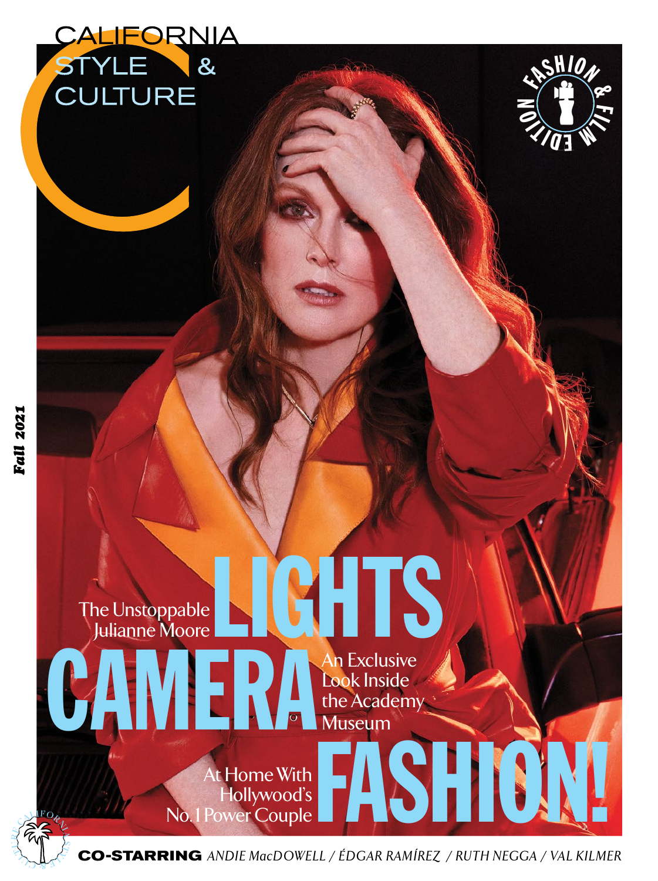# CALIFORNIA STYLE & CULTURE

FASHION & FILM EDITION

*Fall 2021*

# LIGHTS CAMERA FASHION!

The Unstoppable Julianne Moore

An Exclusive Look Inside the Academy Museum

At Home With Hollywood's No. 1 Power Couple

**CO-STARRING** *ANDIE MacDOWELL / ÉDGAR RAMÍREZ / RUTH NEGGA / VAL KILMER*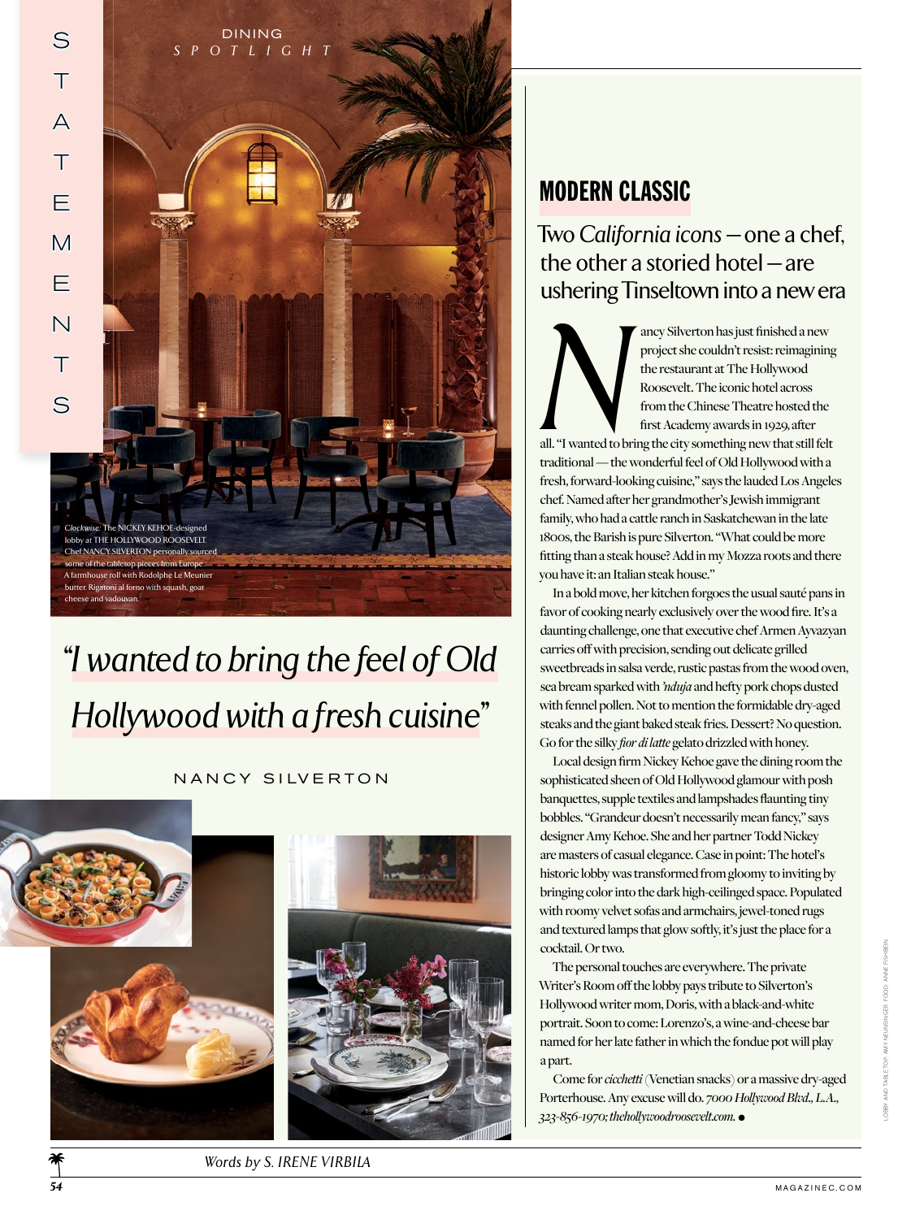STATEMENTS

DINING SPOTLIGHT

*Clockwise:* The NICKEY KEHOE-designed lobby at THE HOLLYWOOD ROOSEVELT. Chef NANCY SILVERTON personally sourced some of the tabletop pieces from Europe. A farmhouse roll with Rodolphe Le Meunier butter. Rigatoni al forno with squash, goat cheese and vadouvan.

> *"I wanted to bring the feel of Old Hollywood with a fresh cuisine"*
>
> NANCY SILVERTON

# MODERN CLASSIC

## Two *California icons* — one a chef, the other a storied hotel — are ushering Tinseltown into a new era

Nancy Silverton has just finished a new project she couldn't resist: reimagining the restaurant at The Hollywood Roosevelt. The iconic hotel across from the Chinese Theatre hosted the first Academy awards in 1929, after all. "I wanted to bring the city something new that still felt traditional — the wonderful feel of Old Hollywood with a fresh, forward-looking cuisine," says the lauded Los Angeles chef. Named after her grandmother's Jewish immigrant family, who had a cattle ranch in Saskatchewan in the late 1800s, the Barish is pure Silverton. "What could be more fitting than a steak house? Add in my Mozza roots and there you have it: an Italian steak house."

In a bold move, her kitchen forgoes the usual sauté pans in favor of cooking nearly exclusively over the wood fire. It's a daunting challenge, one that executive chef Armen Ayvazyan carries off with precision, sending out delicate grilled sweetbreads in salsa verde, rustic pastas from the wood oven, sea bream sparked with *'nduja* and hefty pork chops dusted with fennel pollen. Not to mention the formidable dry-aged steaks and the giant baked steak fries. Dessert? No question. Go for the silky *fior di latte* gelato drizzled with honey.

Local design firm Nickey Kehoe gave the dining room the sophisticated sheen of Old Hollywood glamour with posh banquettes, supple textiles and lampshades flaunting tiny bobbles. "Grandeur doesn't necessarily mean fancy," says designer Amy Kehoe. She and her partner Todd Nickey are masters of casual elegance. Case in point: The hotel's historic lobby was transformed from gloomy to inviting by bringing color into the dark high-ceilinged space. Populated with roomy velvet sofas and armchairs, jewel-toned rugs and textured lamps that glow softly, it's just the place for a cocktail. Or two.

The personal touches are everywhere. The private Writer's Room off the lobby pays tribute to Silverton's Hollywood writer mom, Doris, with a black-and-white portrait. Soon to come: Lorenzo's, a wine-and-cheese bar named for her late father in which the fondue pot will play a part.

Come for *cicchetti* (Venetian snacks) or a massive dry-aged Porterhouse. Any excuse will do. *7000 Hollywood Blvd., L.A., 323-856-1970; thehollywoodroosevelt.com.*

Words by S. IRENE VIRBILA

LOBBY AND TABLE TOP: AMY NEUNSINGER. FOOD: ANNE FISHBEIN.